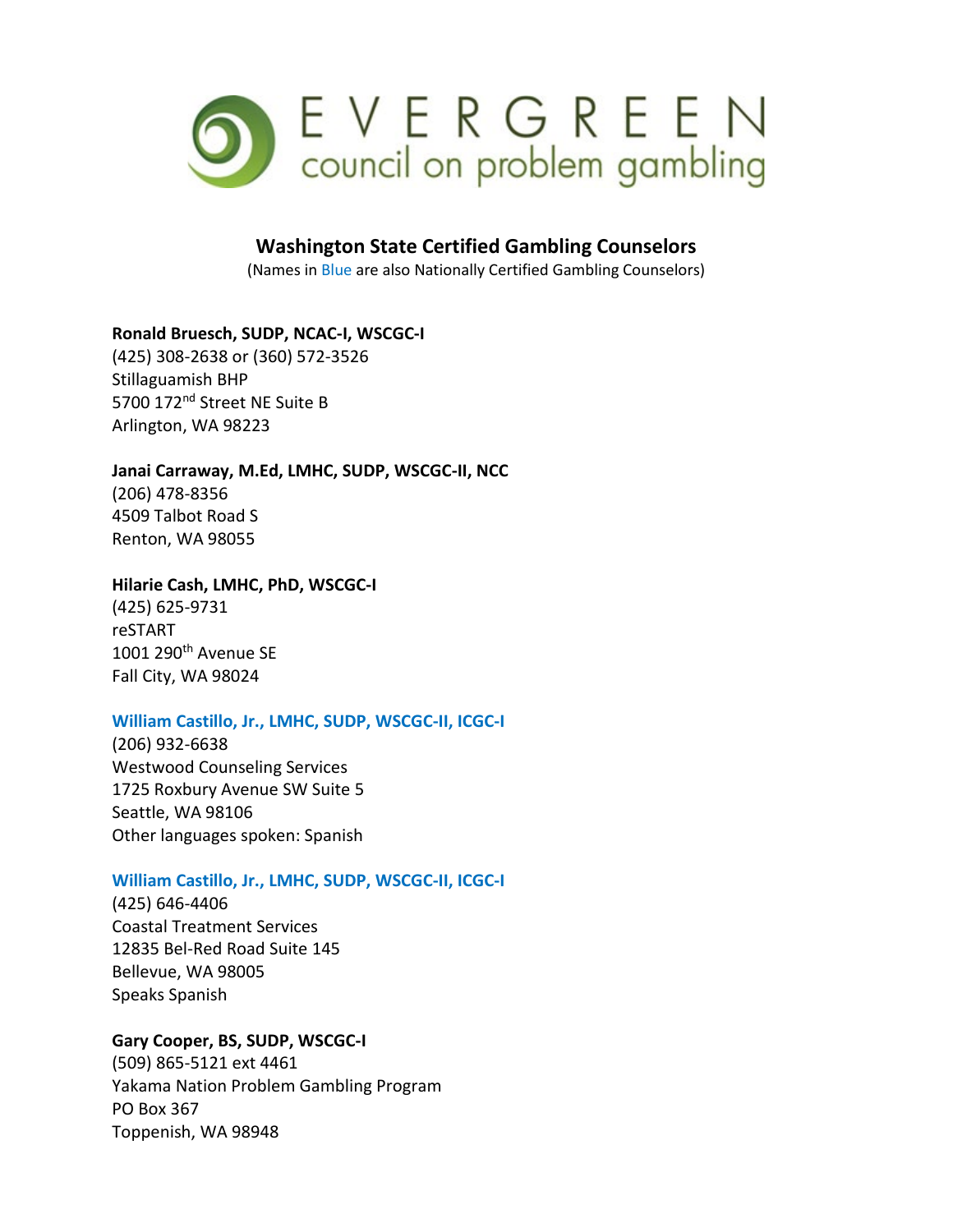# EVERGREEN council on problem gambling

## Washington State Certified Gambling Counselors

(Names in Blue are also Nationally Certified Gambling Counselors)

**Ronald Bruesch, SUDP, NCAC-I, WSCGC-I**
(425) 308-2638 or (360) 572-3526
Stillaguamish BHP
5700 172nd Street NE Suite B
Arlington, WA 98223

**Janai Carraway, M.Ed, LMHC, SUDP, WSCGC-II, NCC**
(206) 478-8356
4509 Talbot Road S
Renton, WA 98055

**Hilarie Cash, LMHC, PhD, WSCGC-I**
(425) 625-9731
reSTART
1001 290th Avenue SE
Fall City, WA 98024

**William Castillo, Jr., LMHC, SUDP, WSCGC-II, ICGC-I**
(206) 932-6638
Westwood Counseling Services
1725 Roxbury Avenue SW Suite 5
Seattle, WA 98106
Other languages spoken: Spanish

**William Castillo, Jr., LMHC, SUDP, WSCGC-II, ICGC-I**
(425) 646-4406
Coastal Treatment Services
12835 Bel-Red Road Suite 145
Bellevue, WA 98005
Speaks Spanish

**Gary Cooper, BS, SUDP, WSCGC-I**
(509) 865-5121 ext 4461
Yakama Nation Problem Gambling Program
PO Box 367
Toppenish, WA 98948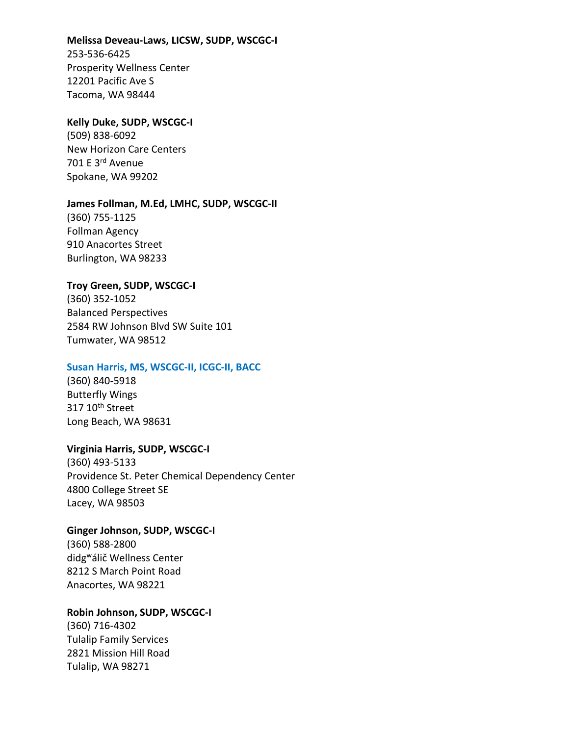**Melissa Deveau-Laws, LICSW, SUDP, WSCGC-I**
253-536-6425
Prosperity Wellness Center
12201 Pacific Ave S
Tacoma, WA 98444

**Kelly Duke, SUDP, WSCGC-I**
(509) 838-6092
New Horizon Care Centers
701 E 3rd Avenue
Spokane, WA 99202

**James Follman, M.Ed, LMHC, SUDP, WSCGC-II**
(360) 755-1125
Follman Agency
910 Anacortes Street
Burlington, WA 98233

**Troy Green, SUDP, WSCGC-I**
(360) 352-1052
Balanced Perspectives
2584 RW Johnson Blvd SW Suite 101
Tumwater, WA 98512

**Susan Harris, MS, WSCGC-II, ICGC-II, BACC**
(360) 840-5918
Butterfly Wings
317 10th Street
Long Beach, WA 98631

**Virginia Harris, SUDP, WSCGC-I**
(360) 493-5133
Providence St. Peter Chemical Dependency Center
4800 College Street SE
Lacey, WA 98503

**Ginger Johnson, SUDP, WSCGC-I**
(360) 588-2800
didgʷálič Wellness Center
8212 S March Point Road
Anacortes, WA 98221

**Robin Johnson, SUDP, WSCGC-I**
(360) 716-4302
Tulalip Family Services
2821 Mission Hill Road
Tulalip, WA 98271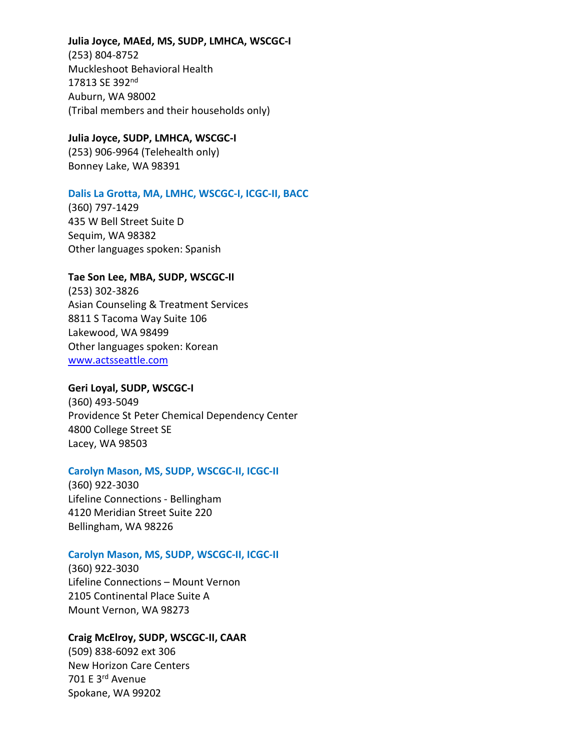**Julia Joyce, MAEd, MS, SUDP, LMHCA, WSCGC-I**
(253) 804-8752
Muckleshoot Behavioral Health
17813 SE 392nd
Auburn, WA 98002
(Tribal members and their households only)

**Julia Joyce, SUDP, LMHCA, WSCGC-I**
(253) 906-9964 (Telehealth only)
Bonney Lake, WA 98391

**Dalis La Grotta, MA, LMHC, WSCGC-I, ICGC-II, BACC**
(360) 797-1429
435 W Bell Street Suite D
Sequim, WA 98382
Other languages spoken: Spanish

**Tae Son Lee, MBA, SUDP, WSCGC-II**
(253) 302-3826
Asian Counseling & Treatment Services
8811 S Tacoma Way Suite 106
Lakewood, WA 98499
Other languages spoken: Korean
www.actsseattle.com

**Geri Loyal, SUDP, WSCGC-I**
(360) 493-5049
Providence St Peter Chemical Dependency Center
4800 College Street SE
Lacey, WA 98503

**Carolyn Mason, MS, SUDP, WSCGC-II, ICGC-II**
(360) 922-3030
Lifeline Connections - Bellingham
4120 Meridian Street Suite 220
Bellingham, WA 98226

**Carolyn Mason, MS, SUDP, WSCGC-II, ICGC-II**
(360) 922-3030
Lifeline Connections – Mount Vernon
2105 Continental Place Suite A
Mount Vernon, WA 98273

**Craig McElroy, SUDP, WSCGC-II, CAAR**
(509) 838-6092 ext 306
New Horizon Care Centers
701 E 3rd Avenue
Spokane, WA 99202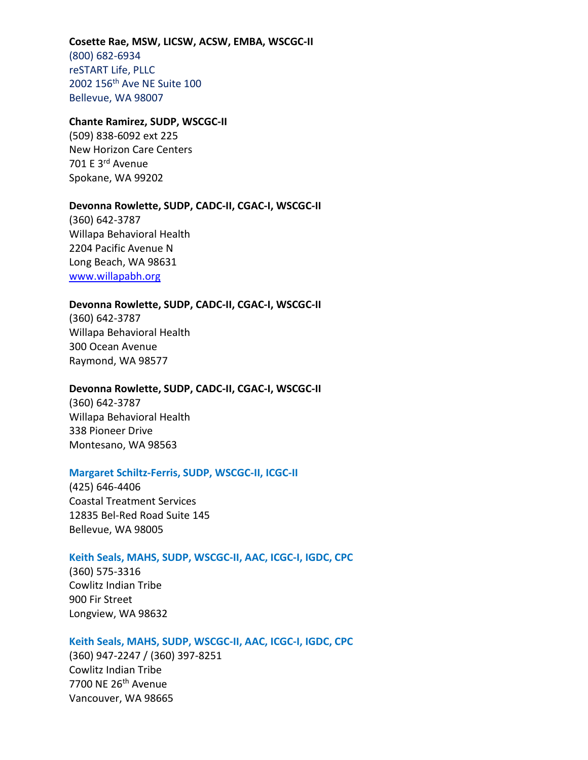**Cosette Rae, MSW, LICSW, ACSW, EMBA, WSCGC-II**
(800) 682-6934
reSTART Life, PLLC
2002 156th Ave NE Suite 100
Bellevue, WA 98007

**Chante Ramirez, SUDP, WSCGC-II**
(509) 838-6092 ext 225
New Horizon Care Centers
701 E 3rd Avenue
Spokane, WA 99202

**Devonna Rowlette, SUDP, CADC-II, CGAC-I, WSCGC-II**
(360) 642-3787
Willapa Behavioral Health
2204 Pacific Avenue N
Long Beach, WA 98631
[www.willapabh.org](http://www.willapabh.org)

**Devonna Rowlette, SUDP, CADC-II, CGAC-I, WSCGC-II**
(360) 642-3787
Willapa Behavioral Health
300 Ocean Avenue
Raymond, WA 98577

**Devonna Rowlette, SUDP, CADC-II, CGAC-I, WSCGC-II**
(360) 642-3787
Willapa Behavioral Health
338 Pioneer Drive
Montesano, WA 98563

**Margaret Schiltz-Ferris, SUDP, WSCGC-II, ICGC-II**
(425) 646-4406
Coastal Treatment Services
12835 Bel-Red Road Suite 145
Bellevue, WA 98005

**Keith Seals, MAHS, SUDP, WSCGC-II, AAC, ICGC-I, IGDC, CPC**
(360) 575-3316
Cowlitz Indian Tribe
900 Fir Street
Longview, WA 98632

**Keith Seals, MAHS, SUDP, WSCGC-II, AAC, ICGC-I, IGDC, CPC**
(360) 947-2247 / (360) 397-8251
Cowlitz Indian Tribe
7700 NE 26th Avenue
Vancouver, WA 98665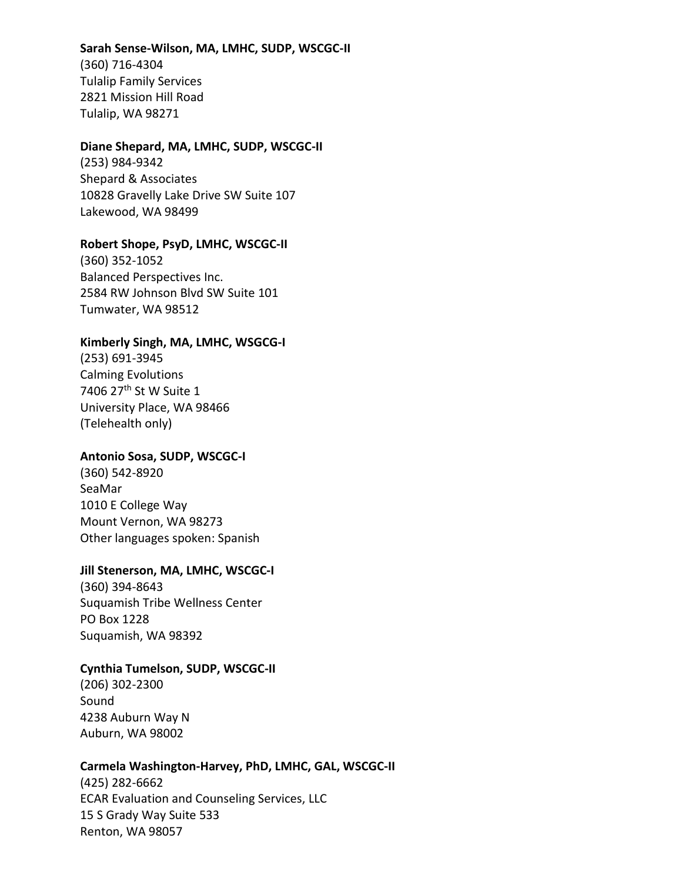**Sarah Sense-Wilson, MA, LMHC, SUDP, WSCGC-II**
(360) 716-4304
Tulalip Family Services
2821 Mission Hill Road
Tulalip, WA 98271

**Diane Shepard, MA, LMHC, SUDP, WSCGC-II**
(253) 984-9342
Shepard & Associates
10828 Gravelly Lake Drive SW Suite 107
Lakewood, WA 98499

**Robert Shope, PsyD, LMHC, WSCGC-II**
(360) 352-1052
Balanced Perspectives Inc.
2584 RW Johnson Blvd SW Suite 101
Tumwater, WA 98512

**Kimberly Singh, MA, LMHC, WSGCG-I**
(253) 691-3945
Calming Evolutions
7406 27th St W Suite 1
University Place, WA 98466
(Telehealth only)

**Antonio Sosa, SUDP, WSCGC-I**
(360) 542-8920
SeaMar
1010 E College Way
Mount Vernon, WA 98273
Other languages spoken: Spanish

**Jill Stenerson, MA, LMHC, WSCGC-I**
(360) 394-8643
Suquamish Tribe Wellness Center
PO Box 1228
Suquamish, WA 98392

**Cynthia Tumelson, SUDP, WSCGC-II**
(206) 302-2300
Sound
4238 Auburn Way N
Auburn, WA 98002

**Carmela Washington-Harvey, PhD, LMHC, GAL, WSCGC-II**
(425) 282-6662
ECAR Evaluation and Counseling Services, LLC
15 S Grady Way Suite 533
Renton, WA 98057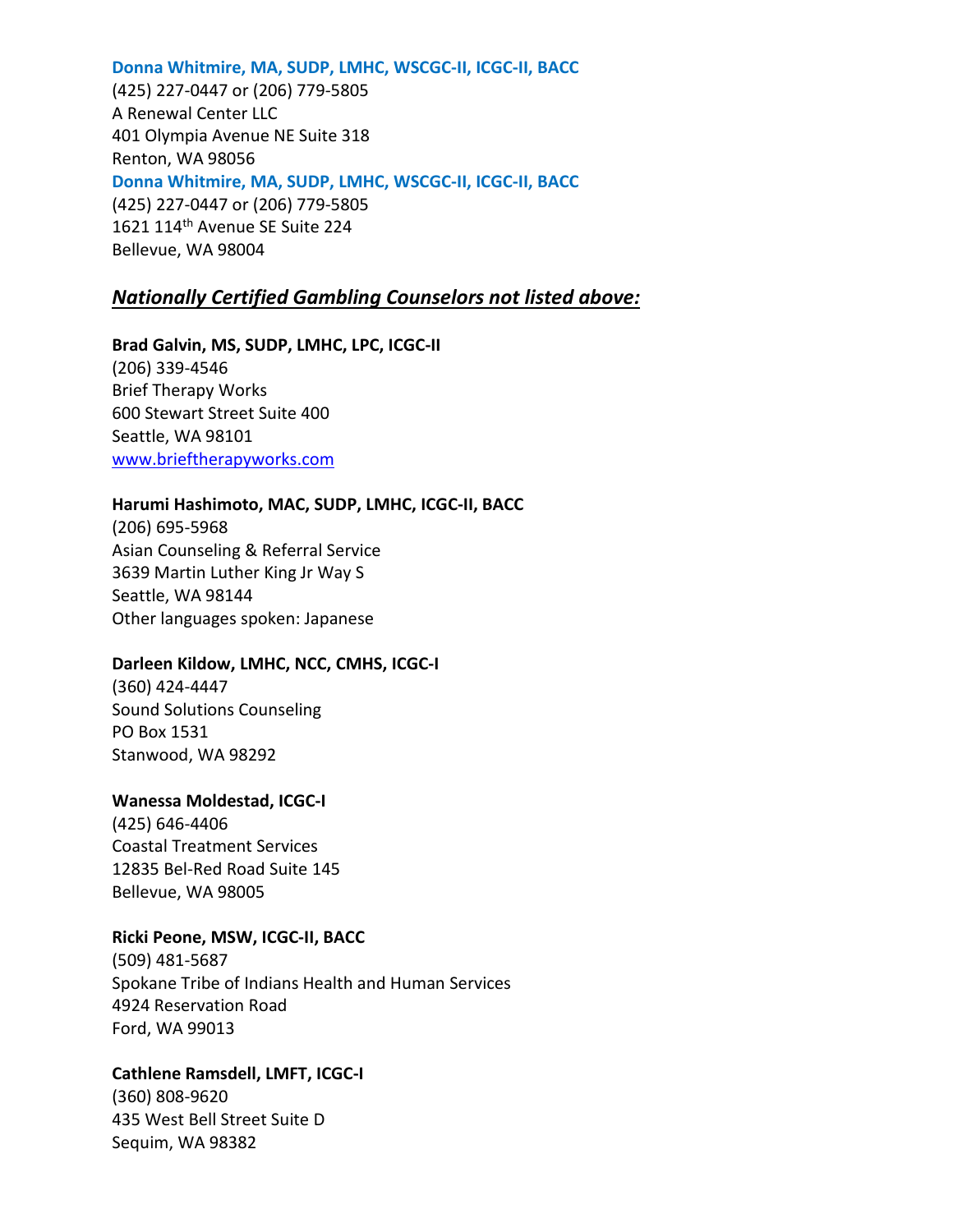**Donna Whitmire, MA, SUDP, LMHC, WSCGC-II, ICGC-II, BACC**
(425) 227-0447 or (206) 779-5805
A Renewal Center LLC
401 Olympia Avenue NE Suite 318
Renton, WA 98056

**Donna Whitmire, MA, SUDP, LMHC, WSCGC-II, ICGC-II, BACC**
(425) 227-0447 or (206) 779-5805
1621 114th Avenue SE Suite 224
Bellevue, WA 98004

## ***Nationally Certified Gambling Counselors not listed above:***

**Brad Galvin, MS, SUDP, LMHC, LPC, ICGC-II**
(206) 339-4546
Brief Therapy Works
600 Stewart Street Suite 400
Seattle, WA 98101
www.brieftherapyworks.com

**Harumi Hashimoto, MAC, SUDP, LMHC, ICGC-II, BACC**
(206) 695-5968
Asian Counseling & Referral Service
3639 Martin Luther King Jr Way S
Seattle, WA 98144
Other languages spoken: Japanese

**Darleen Kildow, LMHC, NCC, CMHS, ICGC-I**
(360) 424-4447
Sound Solutions Counseling
PO Box 1531
Stanwood, WA 98292

**Wanessa Moldestad, ICGC-I**
(425) 646-4406
Coastal Treatment Services
12835 Bel-Red Road Suite 145
Bellevue, WA 98005

**Ricki Peone, MSW, ICGC-II, BACC**
(509) 481-5687
Spokane Tribe of Indians Health and Human Services
4924 Reservation Road
Ford, WA 99013

**Cathlene Ramsdell, LMFT, ICGC-I**
(360) 808-9620
435 West Bell Street Suite D
Sequim, WA 98382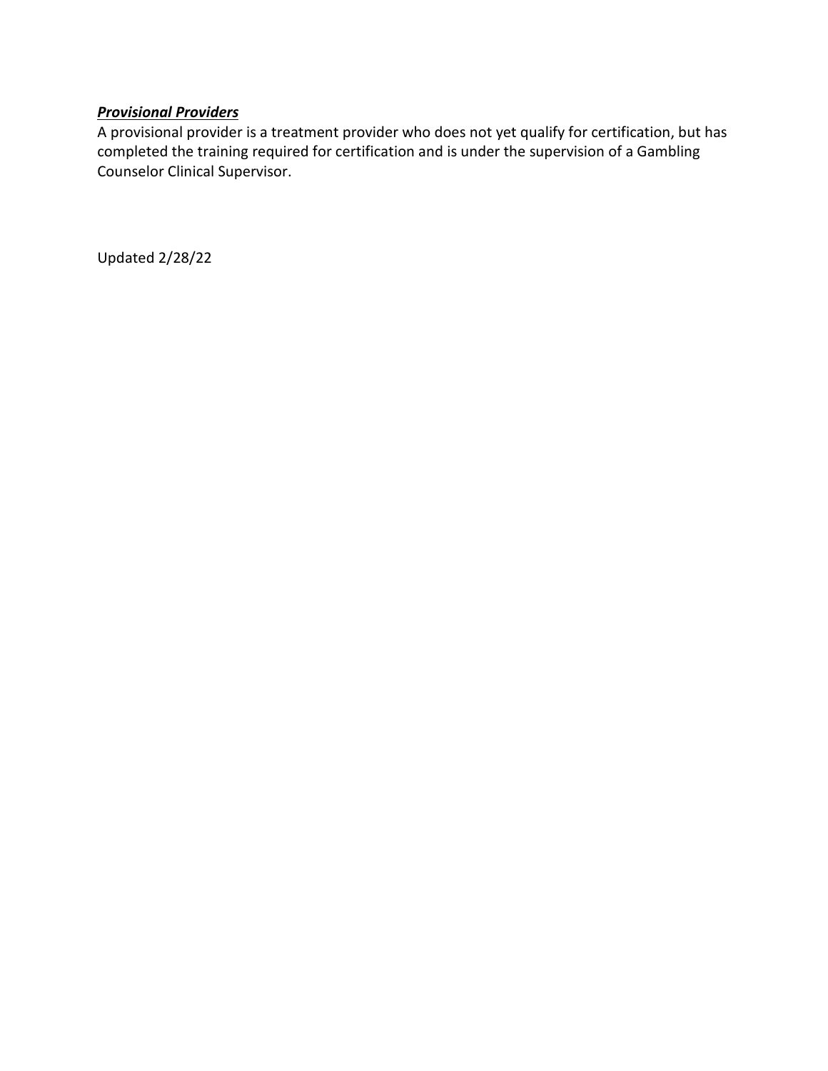***<u>Provisional Providers</u>***

A provisional provider is a treatment provider who does not yet qualify for certification, but has completed the training required for certification and is under the supervision of a Gambling Counselor Clinical Supervisor.

Updated 2/28/22